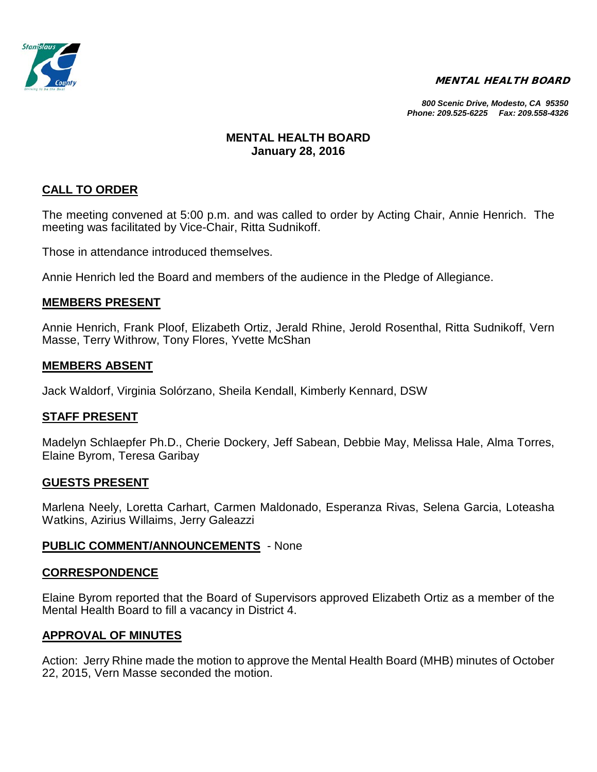**MENTAL HEALTH BOARD**

*800 Scenic Drive, Modesto, CA 95350*
*Phone: 209.525-6225 Fax: 209.558-4326*

# MENTAL HEALTH BOARD
## January 28, 2016

### CALL TO ORDER

The meeting convened at 5:00 p.m. and was called to order by Acting Chair, Annie Henrich. The meeting was facilitated by Vice-Chair, Ritta Sudnikoff.

Those in attendance introduced themselves.

Annie Henrich led the Board and members of the audience in the Pledge of Allegiance.

### MEMBERS PRESENT

Annie Henrich, Frank Ploof, Elizabeth Ortiz, Jerald Rhine, Jerold Rosenthal, Ritta Sudnikoff, Vern Masse, Terry Withrow, Tony Flores, Yvette McShan

### MEMBERS ABSENT

Jack Waldorf, Virginia Solórzano, Sheila Kendall, Kimberly Kennard, DSW

### STAFF PRESENT

Madelyn Schlaepfer Ph.D., Cherie Dockery, Jeff Sabean, Debbie May, Melissa Hale, Alma Torres, Elaine Byrom, Teresa Garibay

### GUESTS PRESENT

Marlena Neely, Loretta Carhart, Carmen Maldonado, Esperanza Rivas, Selena Garcia, Loteasha Watkins, Azirius Willaims, Jerry Galeazzi

### PUBLIC COMMENT/ANNOUNCEMENTS - None

### CORRESPONDENCE

Elaine Byrom reported that the Board of Supervisors approved Elizabeth Ortiz as a member of the Mental Health Board to fill a vacancy in District 4.

### APPROVAL OF MINUTES

Action: Jerry Rhine made the motion to approve the Mental Health Board (MHB) minutes of October 22, 2015, Vern Masse seconded the motion.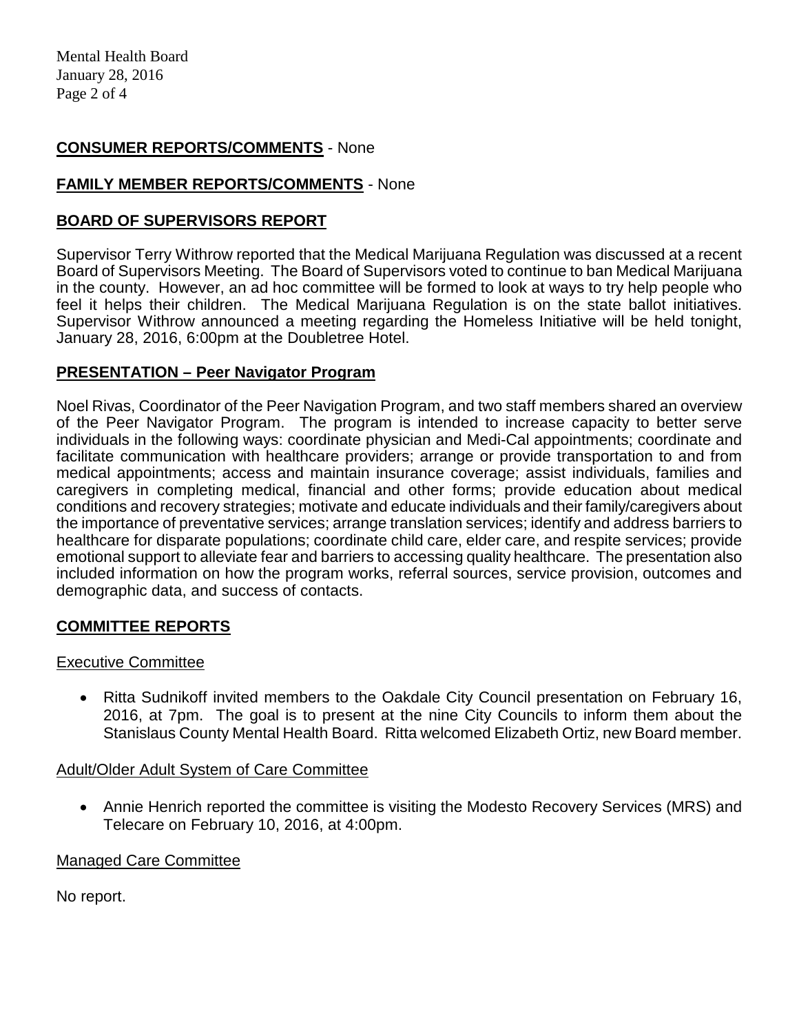**CONSUMER REPORTS/COMMENTS** - None

**FAMILY MEMBER REPORTS/COMMENTS** - None

**BOARD OF SUPERVISORS REPORT**

Supervisor Terry Withrow reported that the Medical Marijuana Regulation was discussed at a recent Board of Supervisors Meeting. The Board of Supervisors voted to continue to ban Medical Marijuana in the county. However, an ad hoc committee will be formed to look at ways to try help people who feel it helps their children. The Medical Marijuana Regulation is on the state ballot initiatives. Supervisor Withrow announced a meeting regarding the Homeless Initiative will be held tonight, January 28, 2016, 6:00pm at the Doubletree Hotel.

**PRESENTATION – Peer Navigator Program**

Noel Rivas, Coordinator of the Peer Navigation Program, and two staff members shared an overview of the Peer Navigator Program. The program is intended to increase capacity to better serve individuals in the following ways: coordinate physician and Medi-Cal appointments; coordinate and facilitate communication with healthcare providers; arrange or provide transportation to and from medical appointments; access and maintain insurance coverage; assist individuals, families and caregivers in completing medical, financial and other forms; provide education about medical conditions and recovery strategies; motivate and educate individuals and their family/caregivers about the importance of preventative services; arrange translation services; identify and address barriers to healthcare for disparate populations; coordinate child care, elder care, and respite services; provide emotional support to alleviate fear and barriers to accessing quality healthcare. The presentation also included information on how the program works, referral sources, service provision, outcomes and demographic data, and success of contacts.

**COMMITTEE REPORTS**

Executive Committee

- Ritta Sudnikoff invited members to the Oakdale City Council presentation on February 16, 2016, at 7pm. The goal is to present at the nine City Councils to inform them about the Stanislaus County Mental Health Board. Ritta welcomed Elizabeth Ortiz, new Board member.

Adult/Older Adult System of Care Committee

- Annie Henrich reported the committee is visiting the Modesto Recovery Services (MRS) and Telecare on February 10, 2016, at 4:00pm.

Managed Care Committee

No report.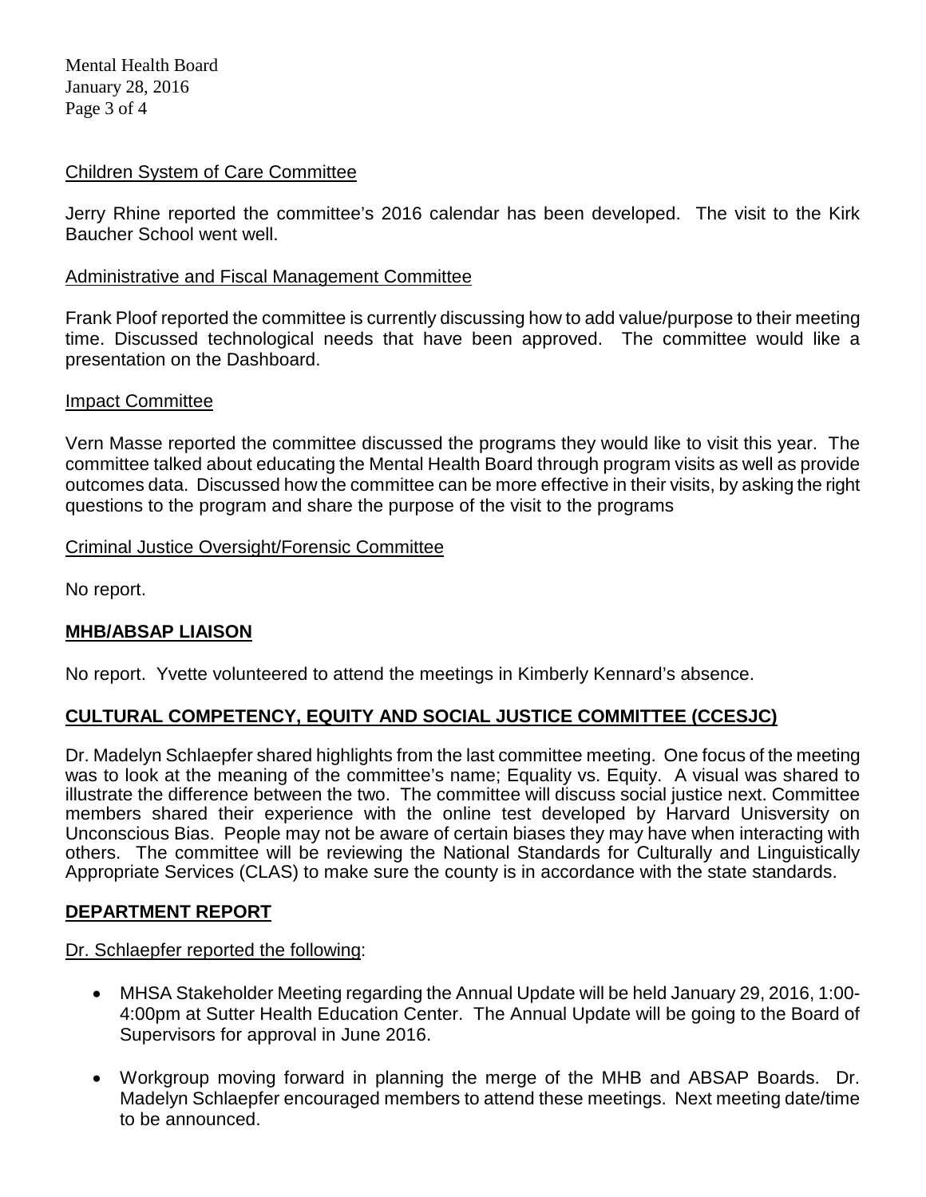### Children System of Care Committee

Jerry Rhine reported the committee's 2016 calendar has been developed. The visit to the Kirk Baucher School went well.

### Administrative and Fiscal Management Committee

Frank Ploof reported the committee is currently discussing how to add value/purpose to their meeting time. Discussed technological needs that have been approved. The committee would like a presentation on the Dashboard.

### Impact Committee

Vern Masse reported the committee discussed the programs they would like to visit this year. The committee talked about educating the Mental Health Board through program visits as well as provide outcomes data. Discussed how the committee can be more effective in their visits, by asking the right questions to the program and share the purpose of the visit to the programs

### Criminal Justice Oversight/Forensic Committee

No report.

## MHB/ABSAP LIAISON

No report. Yvette volunteered to attend the meetings in Kimberly Kennard's absence.

## CULTURAL COMPETENCY, EQUITY AND SOCIAL JUSTICE COMMITTEE (CCESJC)

Dr. Madelyn Schlaepfer shared highlights from the last committee meeting. One focus of the meeting was to look at the meaning of the committee's name; Equality vs. Equity. A visual was shared to illustrate the difference between the two. The committee will discuss social justice next. Committee members shared their experience with the online test developed by Harvard Unisversity on Unconscious Bias. People may not be aware of certain biases they may have when interacting with others. The committee will be reviewing the National Standards for Culturally and Linguistically Appropriate Services (CLAS) to make sure the county is in accordance with the state standards.

## DEPARTMENT REPORT

Dr. Schlaepfer reported the following:

- MHSA Stakeholder Meeting regarding the Annual Update will be held January 29, 2016, 1:00-4:00pm at Sutter Health Education Center. The Annual Update will be going to the Board of Supervisors for approval in June 2016.

- Workgroup moving forward in planning the merge of the MHB and ABSAP Boards. Dr. Madelyn Schlaepfer encouraged members to attend these meetings. Next meeting date/time to be announced.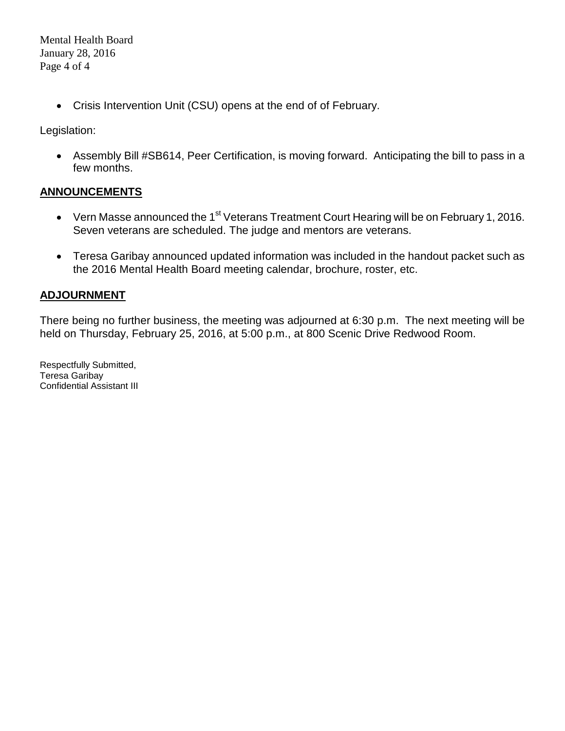- Crisis Intervention Unit (CSU) opens at the end of of February.

Legislation:

- Assembly Bill #SB614, Peer Certification, is moving forward. Anticipating the bill to pass in a few months.

## ANNOUNCEMENTS

- Vern Masse announced the 1st Veterans Treatment Court Hearing will be on February 1, 2016. Seven veterans are scheduled. The judge and mentors are veterans.

- Teresa Garibay announced updated information was included in the handout packet such as the 2016 Mental Health Board meeting calendar, brochure, roster, etc.

## ADJOURNMENT

There being no further business, the meeting was adjourned at 6:30 p.m. The next meeting will be held on Thursday, February 25, 2016, at 5:00 p.m., at 800 Scenic Drive Redwood Room.

Respectfully Submitted,
Teresa Garibay
Confidential Assistant III